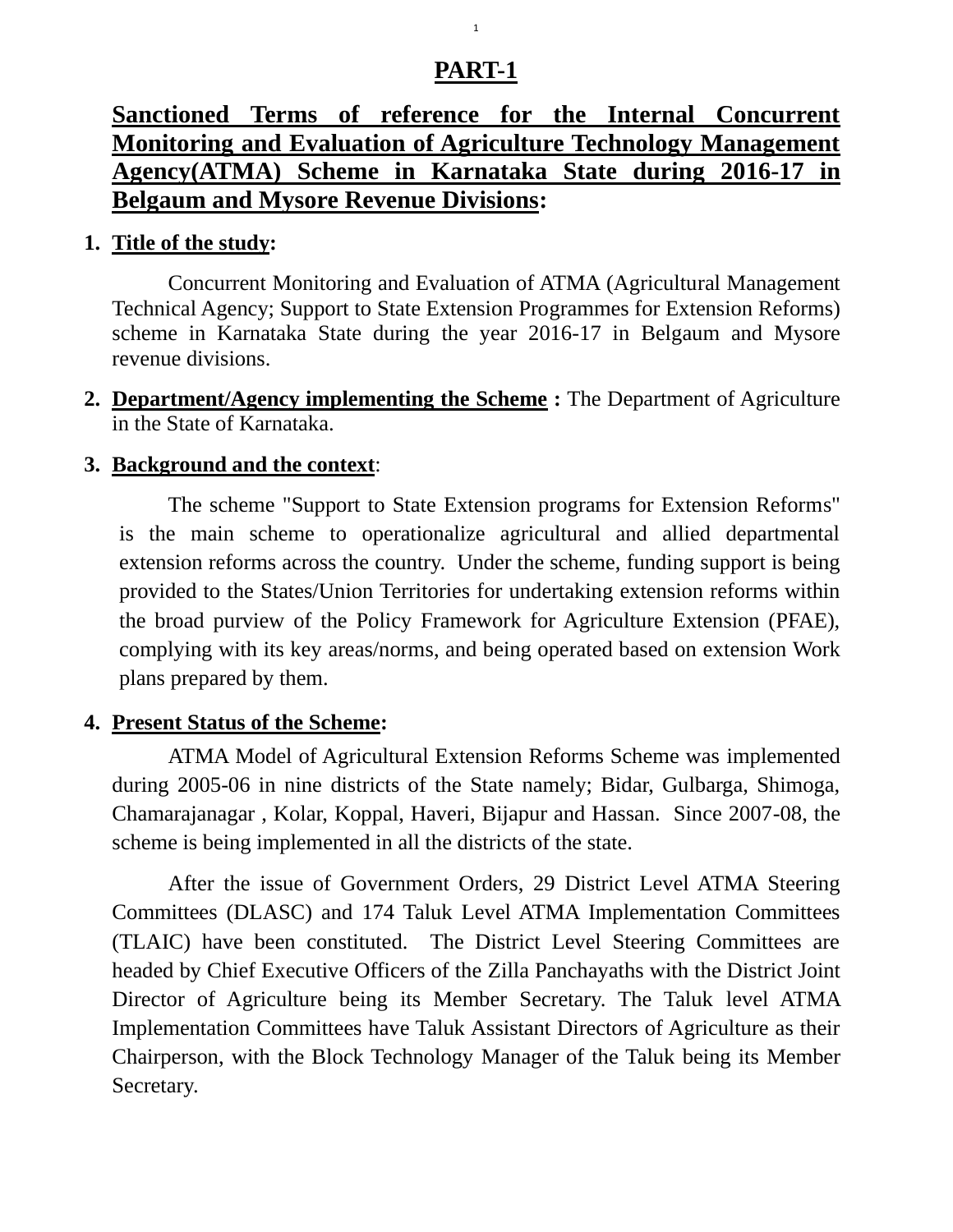# PART-1

## Sanctioned Terms of reference for the Internal Concurrent Monitoring and Evaluation of Agriculture Technology Management Agency(ATMA) Scheme in Karnataka State during 2016-17 in Belgaum and Mysore Revenue Divisions:

1. **Title of the study:**

   Concurrent Monitoring and Evaluation of ATMA (Agricultural Management Technical Agency; Support to State Extension Programmes for Extension Reforms) scheme in Karnataka State during the year 2016-17 in Belgaum and Mysore revenue divisions.

2. **Department/Agency implementing the Scheme :** The Department of Agriculture in the State of Karnataka.

3. **Background and the context:**

   The scheme "Support to State Extension programs for Extension Reforms" is the main scheme to operationalize agricultural and allied departmental extension reforms across the country. Under the scheme, funding support is being provided to the States/Union Territories for undertaking extension reforms within the broad purview of the Policy Framework for Agriculture Extension (PFAE), complying with its key areas/norms, and being operated based on extension Work plans prepared by them.

4. **Present Status of the Scheme:**

   ATMA Model of Agricultural Extension Reforms Scheme was implemented during 2005-06 in nine districts of the State namely; Bidar, Gulbarga, Shimoga, Chamarajanagar , Kolar, Koppal, Haveri, Bijapur and Hassan. Since 2007-08, the scheme is being implemented in all the districts of the state.

   After the issue of Government Orders, 29 District Level ATMA Steering Committees (DLASC) and 174 Taluk Level ATMA Implementation Committees (TLAIC) have been constituted. The District Level Steering Committees are headed by Chief Executive Officers of the Zilla Panchayaths with the District Joint Director of Agriculture being its Member Secretary. The Taluk level ATMA Implementation Committees have Taluk Assistant Directors of Agriculture as their Chairperson, with the Block Technology Manager of the Taluk being its Member Secretary.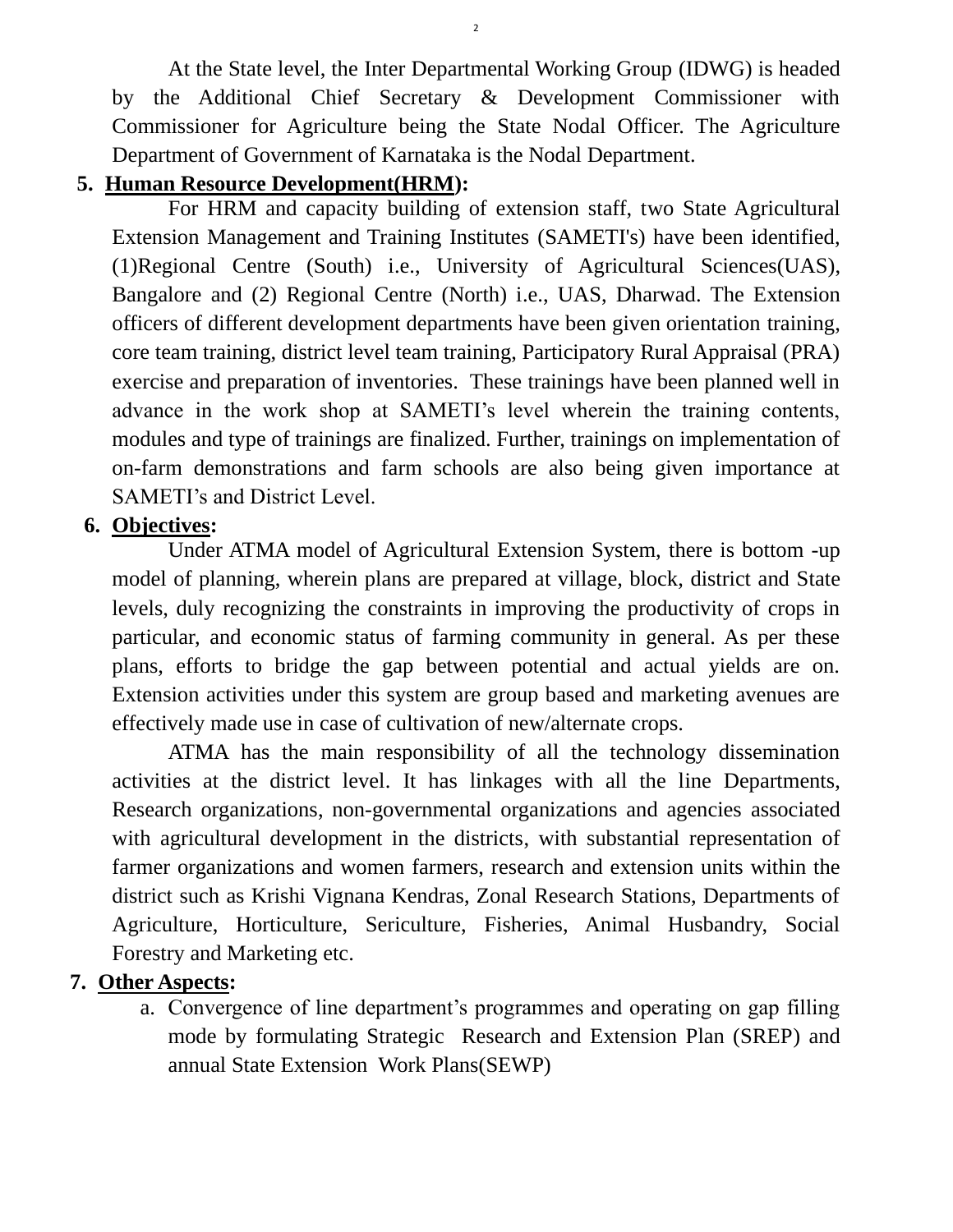At the State level, the Inter Departmental Working Group (IDWG) is headed by the Additional Chief Secretary & Development Commissioner with Commissioner for Agriculture being the State Nodal Officer. The Agriculture Department of Government of Karnataka is the Nodal Department.

5. **Human Resource Development(HRM):**

For HRM and capacity building of extension staff, two State Agricultural Extension Management and Training Institutes (SAMETI's) have been identified, (1)Regional Centre (South) i.e., University of Agricultural Sciences(UAS), Bangalore and (2) Regional Centre (North) i.e., UAS, Dharwad. The Extension officers of different development departments have been given orientation training, core team training, district level team training, Participatory Rural Appraisal (PRA) exercise and preparation of inventories. These trainings have been planned well in advance in the work shop at SAMETI's level wherein the training contents, modules and type of trainings are finalized. Further, trainings on implementation of on-farm demonstrations and farm schools are also being given importance at SAMETI's and District Level.

6. **Objectives:**

Under ATMA model of Agricultural Extension System, there is bottom -up model of planning, wherein plans are prepared at village, block, district and State levels, duly recognizing the constraints in improving the productivity of crops in particular, and economic status of farming community in general. As per these plans, efforts to bridge the gap between potential and actual yields are on. Extension activities under this system are group based and marketing avenues are effectively made use in case of cultivation of new/alternate crops.

ATMA has the main responsibility of all the technology dissemination activities at the district level. It has linkages with all the line Departments, Research organizations, non-governmental organizations and agencies associated with agricultural development in the districts, with substantial representation of farmer organizations and women farmers, research and extension units within the district such as Krishi Vignana Kendras, Zonal Research Stations, Departments of Agriculture, Horticulture, Sericulture, Fisheries, Animal Husbandry, Social Forestry and Marketing etc.

7. **Other Aspects:**

   a. Convergence of line department's programmes and operating on gap filling mode by formulating Strategic Research and Extension Plan (SREP) and annual State Extension Work Plans(SEWP)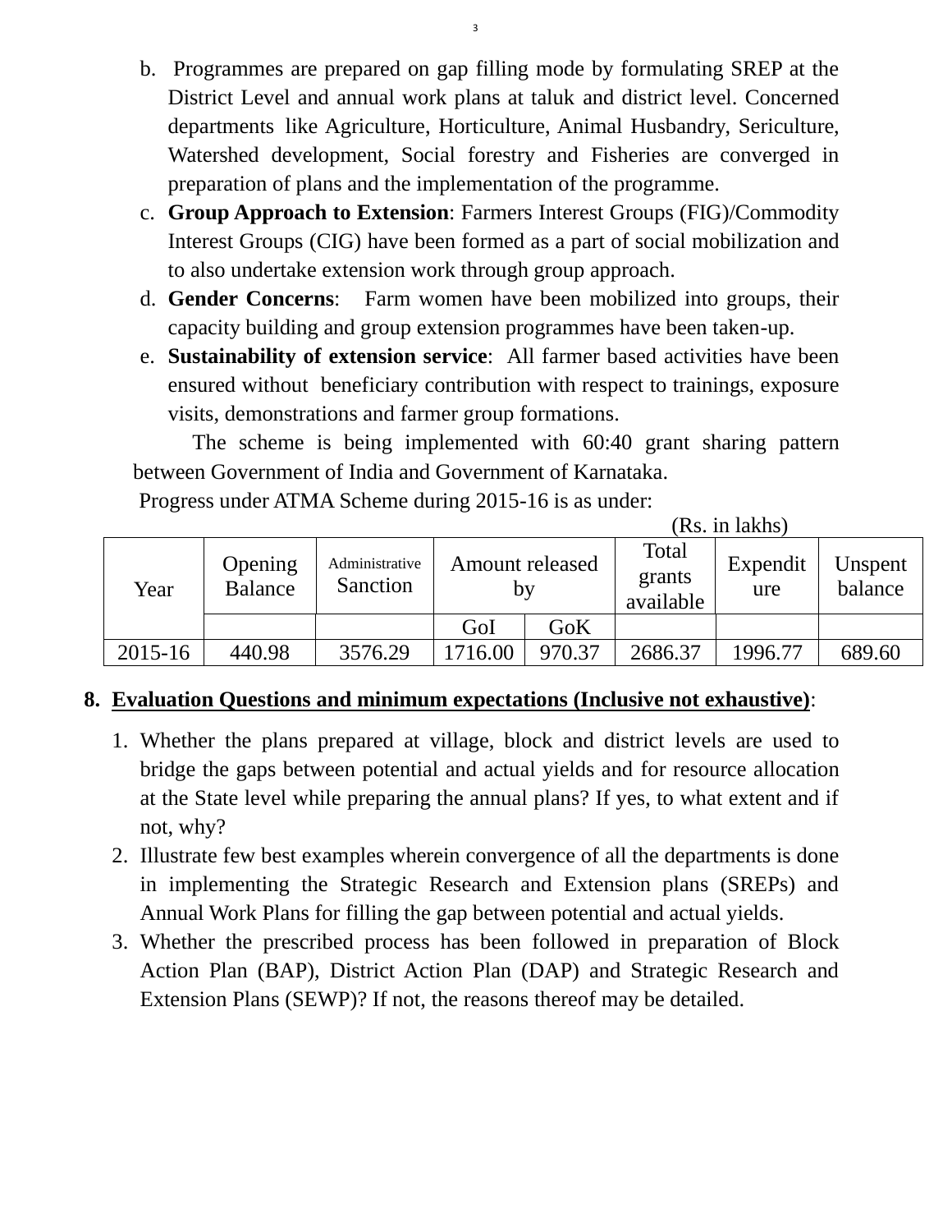b. Programmes are prepared on gap filling mode by formulating SREP at the District Level and annual work plans at taluk and district level. Concerned departments like Agriculture, Horticulture, Animal Husbandry, Sericulture, Watershed development, Social forestry and Fisheries are converged in preparation of plans and the implementation of the programme.

c. **Group Approach to Extension**: Farmers Interest Groups (FIG)/Commodity Interest Groups (CIG) have been formed as a part of social mobilization and to also undertake extension work through group approach.

d. **Gender Concerns**: Farm women have been mobilized into groups, their capacity building and group extension programmes have been taken-up.

e. **Sustainability of extension service**: All farmer based activities have been ensured without beneficiary contribution with respect to trainings, exposure visits, demonstrations and farmer group formations.

The scheme is being implemented with 60:40 grant sharing pattern between Government of India and Government of Karnataka.

Progress under ATMA Scheme during 2015-16 is as under:

(Rs. in lakhs)

| Year | Opening Balance | Administrative Sanction | Amount released by | | Total grants available | Expenditure | Unspent balance |
|---|---|---|---|---|---|---|---|
| | | | GoI | GoK | | | |
| 2015-16 | 440.98 | 3576.29 | 1716.00 | 970.37 | 2686.37 | 1996.77 | 689.60 |

## 8. Evaluation Questions and minimum expectations (Inclusive not exhaustive):

1. Whether the plans prepared at village, block and district levels are used to bridge the gaps between potential and actual yields and for resource allocation at the State level while preparing the annual plans? If yes, to what extent and if not, why?
2. Illustrate few best examples wherein convergence of all the departments is done in implementing the Strategic Research and Extension plans (SREPs) and Annual Work Plans for filling the gap between potential and actual yields.
3. Whether the prescribed process has been followed in preparation of Block Action Plan (BAP), District Action Plan (DAP) and Strategic Research and Extension Plans (SEWP)? If not, the reasons thereof may be detailed.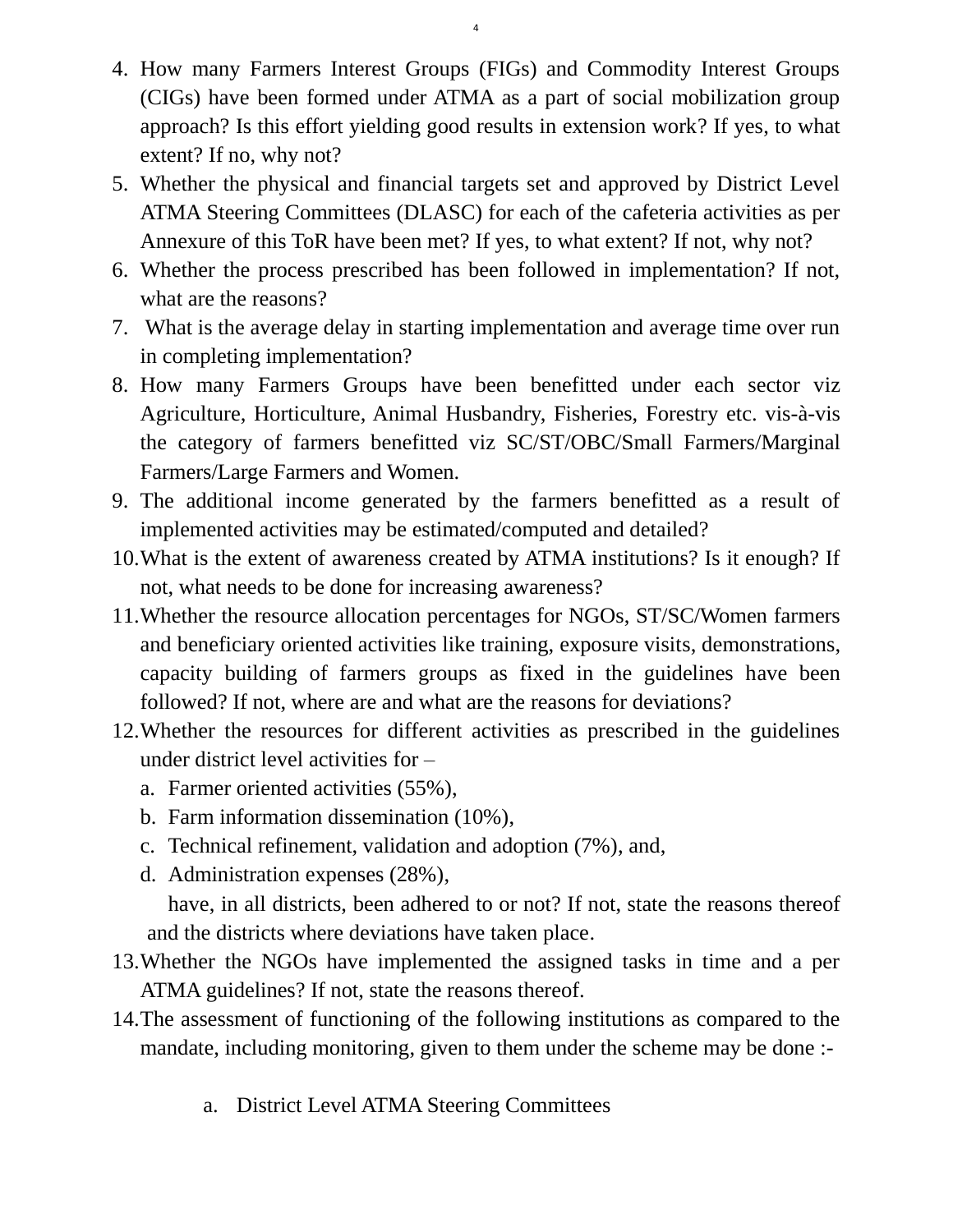4. How many Farmers Interest Groups (FIGs) and Commodity Interest Groups (CIGs) have been formed under ATMA as a part of social mobilization group approach? Is this effort yielding good results in extension work? If yes, to what extent? If no, why not?
5. Whether the physical and financial targets set and approved by District Level ATMA Steering Committees (DLASC) for each of the cafeteria activities as per Annexure of this ToR have been met? If yes, to what extent? If not, why not?
6. Whether the process prescribed has been followed in implementation? If not, what are the reasons?
7. What is the average delay in starting implementation and average time over run in completing implementation?
8. How many Farmers Groups have been benefitted under each sector viz Agriculture, Horticulture, Animal Husbandry, Fisheries, Forestry etc. vis-à-vis the category of farmers benefitted viz SC/ST/OBC/Small Farmers/Marginal Farmers/Large Farmers and Women.
9. The additional income generated by the farmers benefitted as a result of implemented activities may be estimated/computed and detailed?
10. What is the extent of awareness created by ATMA institutions? Is it enough? If not, what needs to be done for increasing awareness?
11. Whether the resource allocation percentages for NGOs, ST/SC/Women farmers and beneficiary oriented activities like training, exposure visits, demonstrations, capacity building of farmers groups as fixed in the guidelines have been followed? If not, where are and what are the reasons for deviations?
12. Whether the resources for different activities as prescribed in the guidelines under district level activities for –
    a. Farmer oriented activities (55%),
    b. Farm information dissemination (10%),
    c. Technical refinement, validation and adoption (7%), and,
    d. Administration expenses (28%),

    have, in all districts, been adhered to or not? If not, state the reasons thereof and the districts where deviations have taken place.
13. Whether the NGOs have implemented the assigned tasks in time and a per ATMA guidelines? If not, state the reasons thereof.
14. The assessment of functioning of the following institutions as compared to the mandate, including monitoring, given to them under the scheme may be done :-

    a. District Level ATMA Steering Committees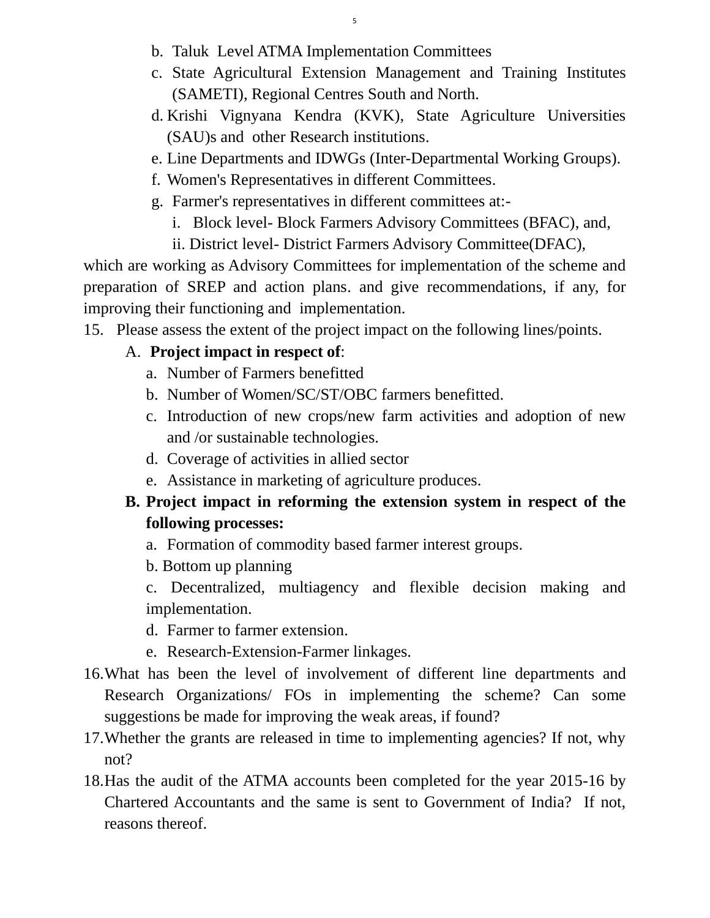b. Taluk Level ATMA Implementation Committees
c. State Agricultural Extension Management and Training Institutes (SAMETI), Regional Centres South and North.
d. Krishi Vignyana Kendra (KVK), State Agriculture Universities (SAU)s and other Research institutions.
e. Line Departments and IDWGs (Inter-Departmental Working Groups).
f. Women's Representatives in different Committees.
g. Farmer's representatives in different committees at:-
   i. Block level- Block Farmers Advisory Committees (BFAC), and,
   ii. District level- District Farmers Advisory Committee(DFAC),

which are working as Advisory Committees for implementation of the scheme and preparation of SREP and action plans. and give recommendations, if any, for improving their functioning and implementation.

15. Please assess the extent of the project impact on the following lines/points.

   A. **Project impact in respect of**:
      a. Number of Farmers benefitted
      b. Number of Women/SC/ST/OBC farmers benefitted.
      c. Introduction of new crops/new farm activities and adoption of new and /or sustainable technologies.
      d. Coverage of activities in allied sector
      e. Assistance in marketing of agriculture produces.

   B. **Project impact in reforming the extension system in respect of the following processes:**
      a. Formation of commodity based farmer interest groups.
      b. Bottom up planning
      c. Decentralized, multiagency and flexible decision making and implementation.
      d. Farmer to farmer extension.
      e. Research-Extension-Farmer linkages.

16. What has been the level of involvement of different line departments and Research Organizations/ FOs in implementing the scheme? Can some suggestions be made for improving the weak areas, if found?

17. Whether the grants are released in time to implementing agencies? If not, why not?

18. Has the audit of the ATMA accounts been completed for the year 2015-16 by Chartered Accountants and the same is sent to Government of India? If not, reasons thereof.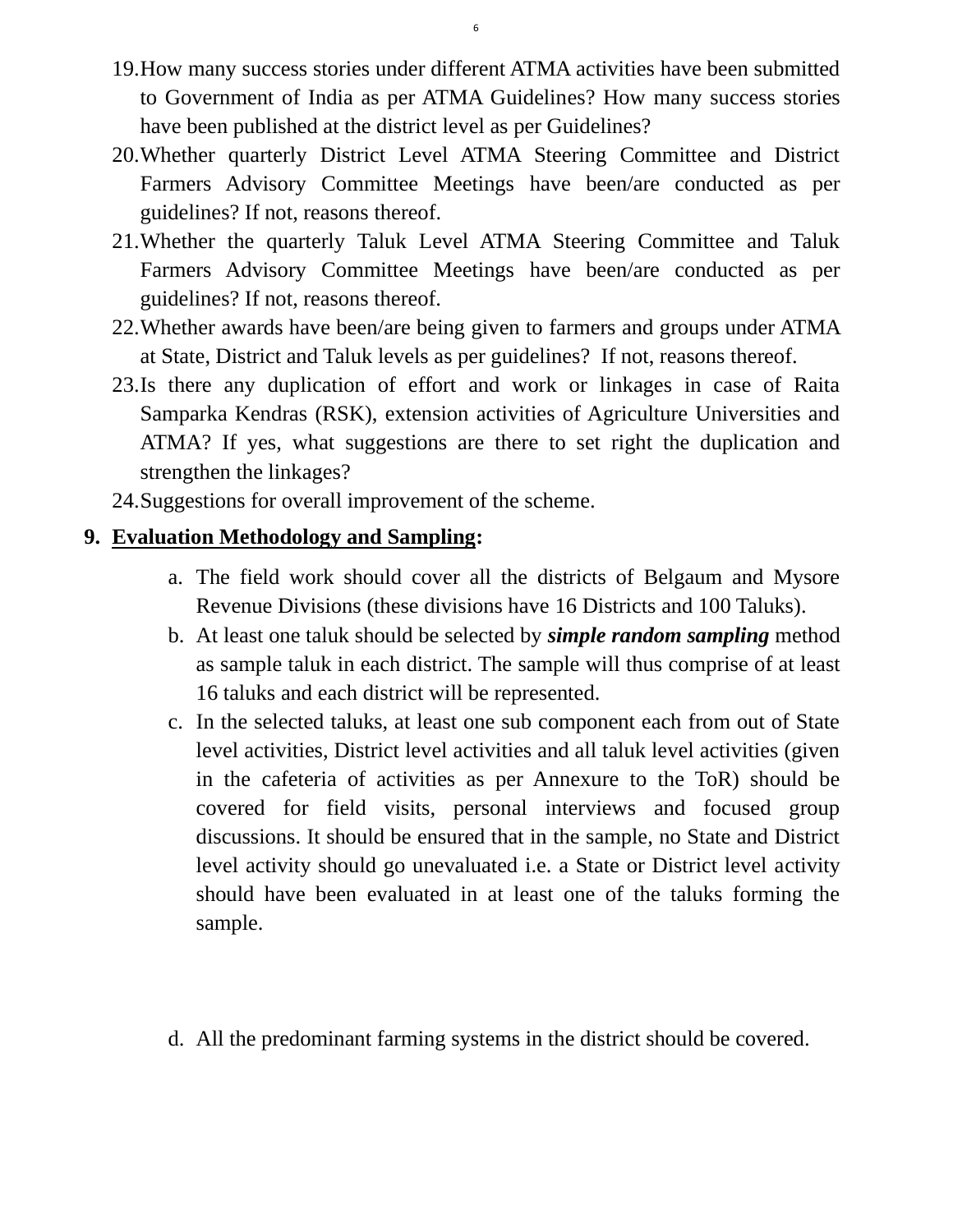19. How many success stories under different ATMA activities have been submitted to Government of India as per ATMA Guidelines? How many success stories have been published at the district level as per Guidelines?
20. Whether quarterly District Level ATMA Steering Committee and District Farmers Advisory Committee Meetings have been/are conducted as per guidelines? If not, reasons thereof.
21. Whether the quarterly Taluk Level ATMA Steering Committee and Taluk Farmers Advisory Committee Meetings have been/are conducted as per guidelines? If not, reasons thereof.
22. Whether awards have been/are being given to farmers and groups under ATMA at State, District and Taluk levels as per guidelines? If not, reasons thereof.
23. Is there any duplication of effort and work or linkages in case of Raita Samparka Kendras (RSK), extension activities of Agriculture Universities and ATMA? If yes, what suggestions are there to set right the duplication and strengthen the linkages?
24. Suggestions for overall improvement of the scheme.

## 9. Evaluation Methodology and Sampling:

a. The field work should cover all the districts of Belgaum and Mysore Revenue Divisions (these divisions have 16 Districts and 100 Taluks).

b. At least one taluk should be selected by ***simple random sampling*** method as sample taluk in each district. The sample will thus comprise of at least 16 taluks and each district will be represented.

c. In the selected taluks, at least one sub component each from out of State level activities, District level activities and all taluk level activities (given in the cafeteria of activities as per Annexure to the ToR) should be covered for field visits, personal interviews and focused group discussions. It should be ensured that in the sample, no State and District level activity should go unevaluated i.e. a State or District level activity should have been evaluated in at least one of the taluks forming the sample.

d. All the predominant farming systems in the district should be covered.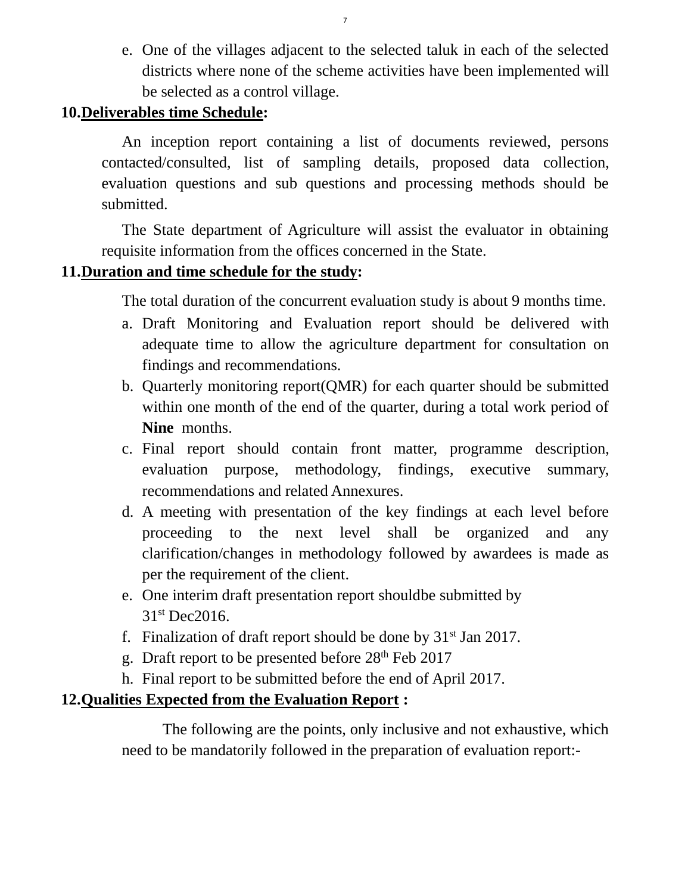e. One of the villages adjacent to the selected taluk in each of the selected districts where none of the scheme activities have been implemented will be selected as a control village.

**10.Deliverables time Schedule:**

An inception report containing a list of documents reviewed, persons contacted/consulted, list of sampling details, proposed data collection, evaluation questions and sub questions and processing methods should be submitted.

The State department of Agriculture will assist the evaluator in obtaining requisite information from the offices concerned in the State.

**11.Duration and time schedule for the study:**

The total duration of the concurrent evaluation study is about 9 months time.

a. Draft Monitoring and Evaluation report should be delivered with adequate time to allow the agriculture department for consultation on findings and recommendations.
b. Quarterly monitoring report(QMR) for each quarter should be submitted within one month of the end of the quarter, during a total work period of **Nine** months.
c. Final report should contain front matter, programme description, evaluation purpose, methodology, findings, executive summary, recommendations and related Annexures.
d. A meeting with presentation of the key findings at each level before proceeding to the next level shall be organized and any clarification/changes in methodology followed by awardees is made as per the requirement of the client.
e. One interim draft presentation report shouldbe submitted by 31st Dec2016.
f. Finalization of draft report should be done by 31st Jan 2017.
g. Draft report to be presented before 28th Feb 2017
h. Final report to be submitted before the end of April 2017.

**12.Qualities Expected from the Evaluation Report :**

The following are the points, only inclusive and not exhaustive, which need to be mandatorily followed in the preparation of evaluation report:-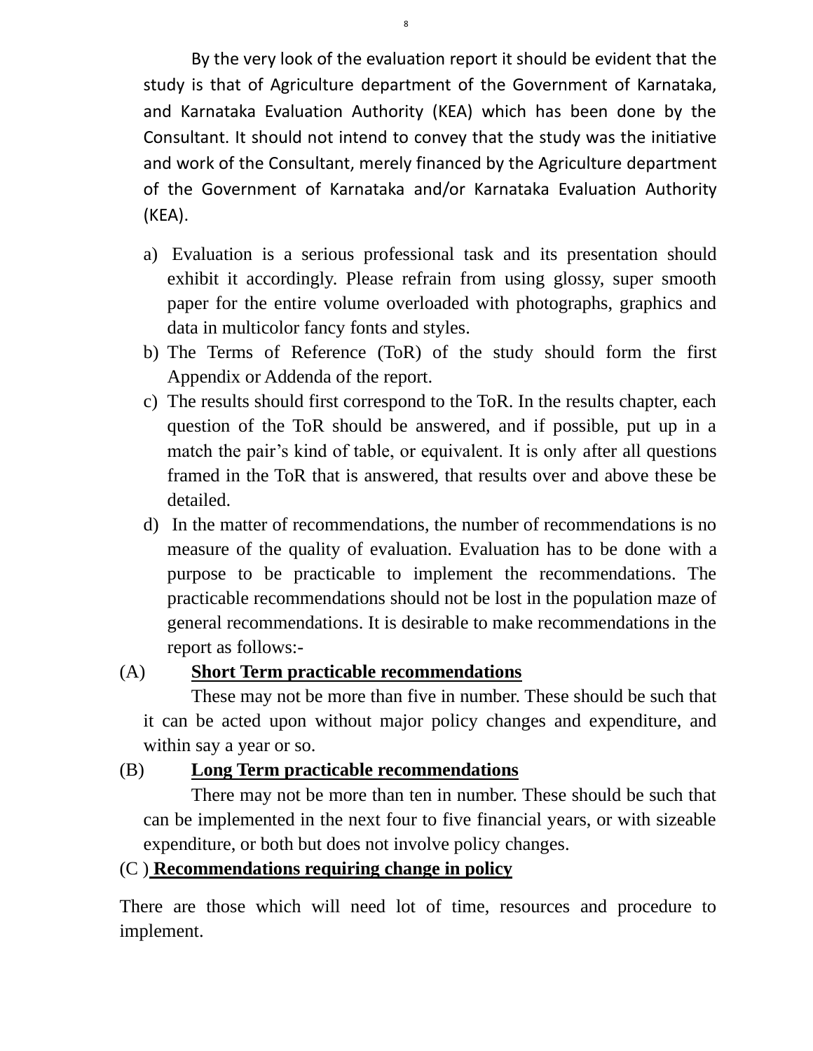By the very look of the evaluation report it should be evident that the study is that of Agriculture department of the Government of Karnataka, and Karnataka Evaluation Authority (KEA) which has been done by the Consultant. It should not intend to convey that the study was the initiative and work of the Consultant, merely financed by the Agriculture department of the Government of Karnataka and/or Karnataka Evaluation Authority (KEA).

a) Evaluation is a serious professional task and its presentation should exhibit it accordingly. Please refrain from using glossy, super smooth paper for the entire volume overloaded with photographs, graphics and data in multicolor fancy fonts and styles.
b) The Terms of Reference (ToR) of the study should form the first Appendix or Addenda of the report.
c) The results should first correspond to the ToR. In the results chapter, each question of the ToR should be answered, and if possible, put up in a match the pair's kind of table, or equivalent. It is only after all questions framed in the ToR that is answered, that results over and above these be detailed.
d) In the matter of recommendations, the number of recommendations is no measure of the quality of evaluation. Evaluation has to be done with a purpose to be practicable to implement the recommendations. The practicable recommendations should not be lost in the population maze of general recommendations. It is desirable to make recommendations in the report as follows:-

(A) **Short Term practicable recommendations**

These may not be more than five in number. These should be such that it can be acted upon without major policy changes and expenditure, and within say a year or so.

(B) **Long Term practicable recommendations**

There may not be more than ten in number. These should be such that can be implemented in the next four to five financial years, or with sizeable expenditure, or both but does not involve policy changes.

(C ) **Recommendations requiring change in policy**

There are those which will need lot of time, resources and procedure to implement.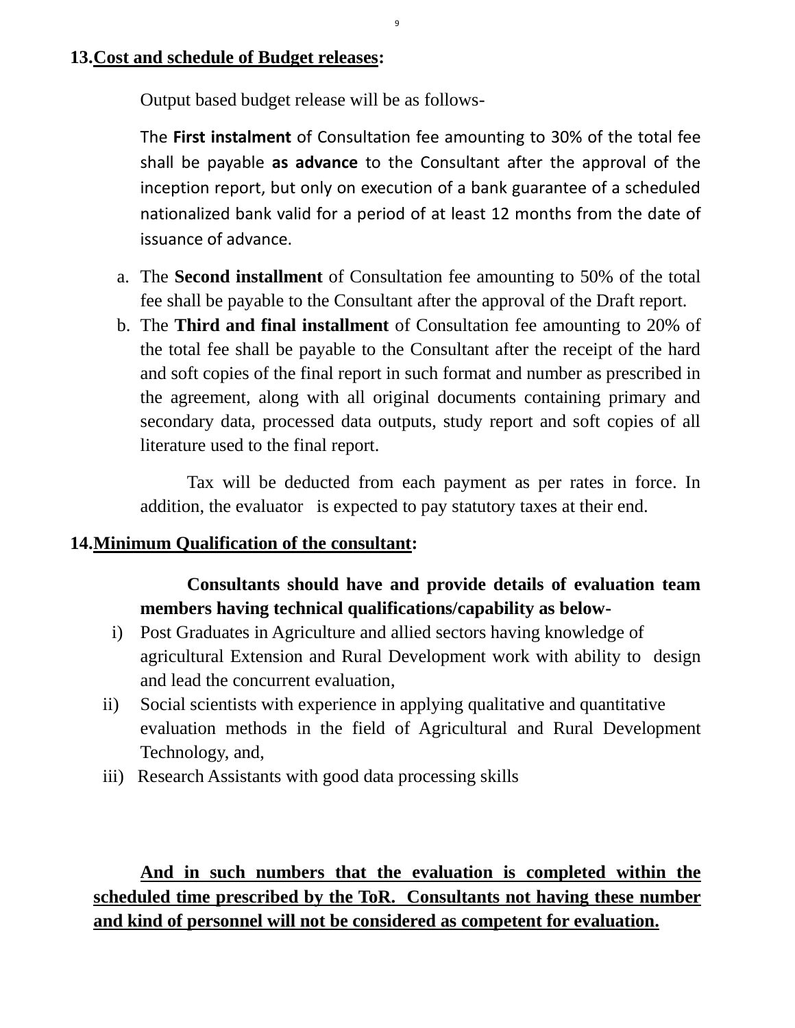## 13. Cost and schedule of Budget releases:

Output based budget release will be as follows-

The **First instalment** of Consultation fee amounting to 30% of the total fee shall be payable **as advance** to the Consultant after the approval of the inception report, but only on execution of a bank guarantee of a scheduled nationalized bank valid for a period of at least 12 months from the date of issuance of advance.

a. The **Second installment** of Consultation fee amounting to 50% of the total fee shall be payable to the Consultant after the approval of the Draft report.
b. The **Third and final installment** of Consultation fee amounting to 20% of the total fee shall be payable to the Consultant after the receipt of the hard and soft copies of the final report in such format and number as prescribed in the agreement, along with all original documents containing primary and secondary data, processed data outputs, study report and soft copies of all literature used to the final report.

Tax will be deducted from each payment as per rates in force. In addition, the evaluator is expected to pay statutory taxes at their end.

## 14. Minimum Qualification of the consultant:

**Consultants should have and provide details of evaluation team members having technical qualifications/capability as below-**

i) Post Graduates in Agriculture and allied sectors having knowledge of agricultural Extension and Rural Development work with ability to design and lead the concurrent evaluation,
ii) Social scientists with experience in applying qualitative and quantitative evaluation methods in the field of Agricultural and Rural Development Technology, and,
iii) Research Assistants with good data processing skills

**And in such numbers that the evaluation is completed within the scheduled time prescribed by the ToR. Consultants not having these number and kind of personnel will not be considered as competent for evaluation.**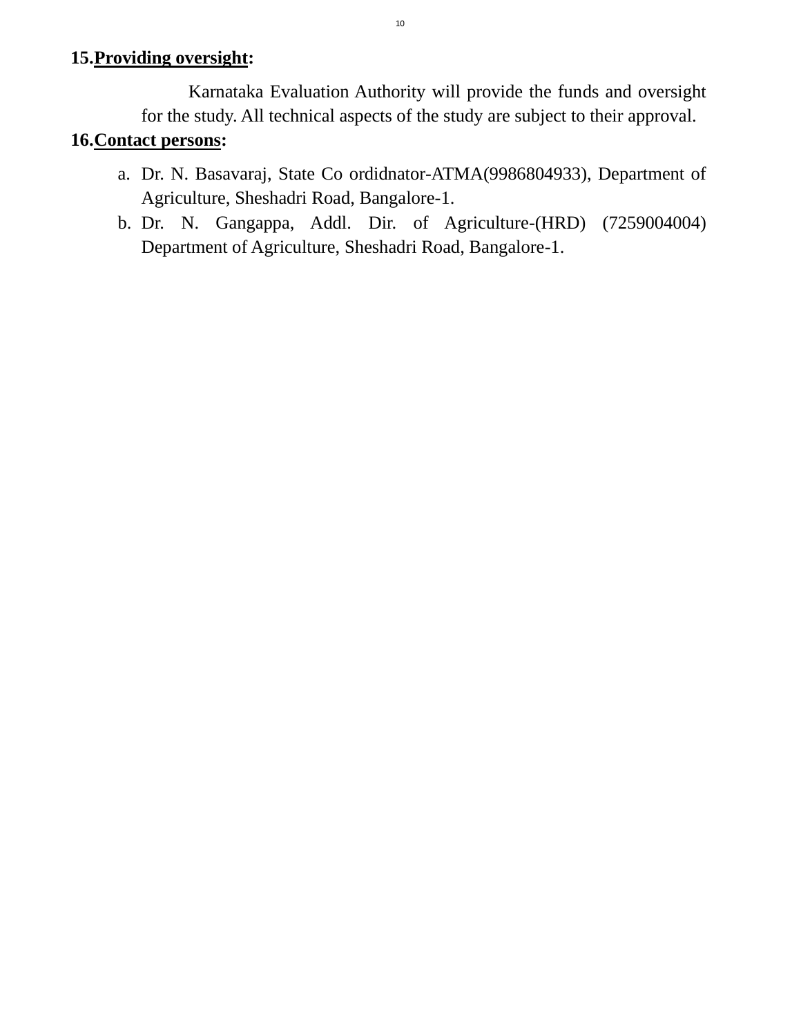**15. Providing oversight:**

Karnataka Evaluation Authority will provide the funds and oversight for the study. All technical aspects of the study are subject to their approval.

**16. Contact persons:**

a. Dr. N. Basavaraj, State Co ordidnator-ATMA(9986804933), Department of Agriculture, Sheshadri Road, Bangalore-1.
b. Dr. N. Gangappa, Addl. Dir. of Agriculture-(HRD) (7259004004) Department of Agriculture, Sheshadri Road, Bangalore-1.